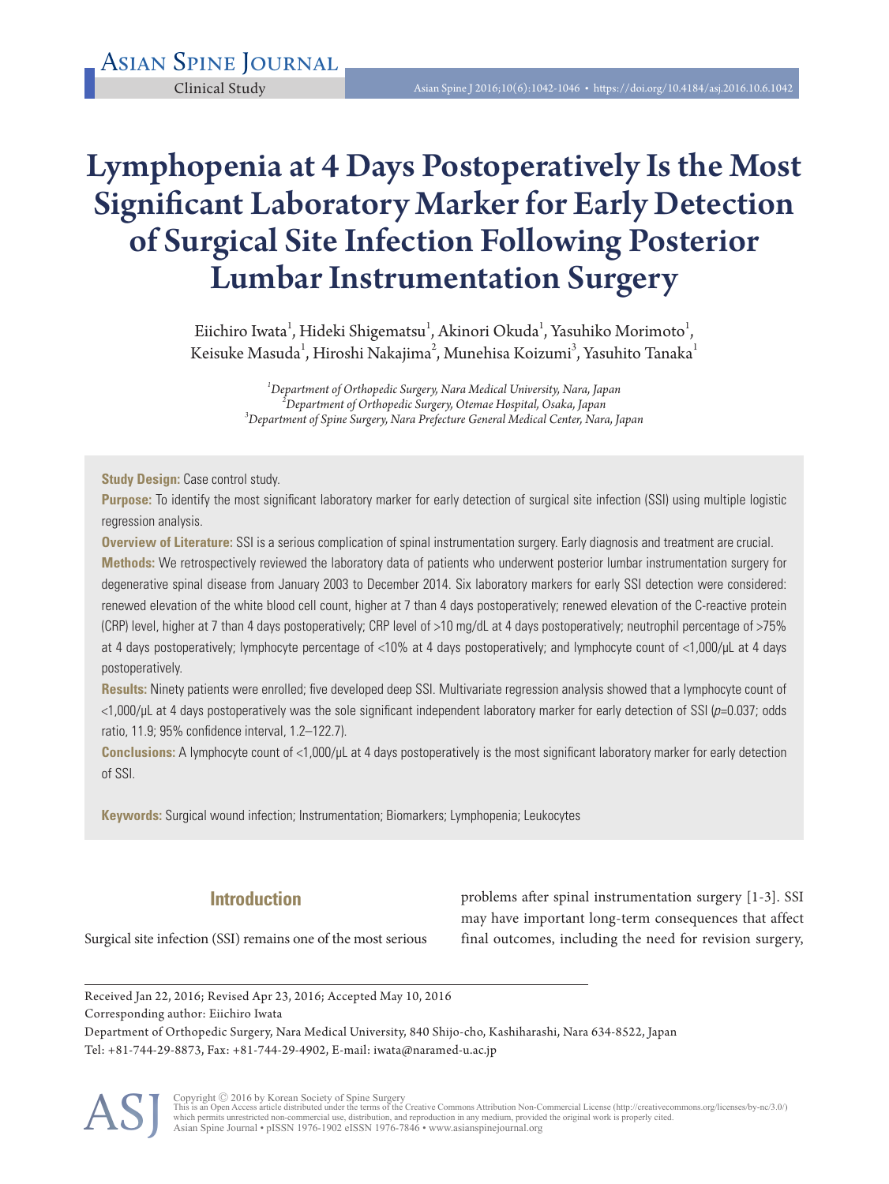Clinical Study

# Lymphopenia at 4 Days Postoperatively Is the Most Significant Laboratory Marker for Early Detection of Surgical Site Infection Following Posterior Lumbar Instrumentation Surgery

Eiichiro Iwata[1], Hideki Shigematsu[1], Akinori Okuda[1], Yasuhiko Morimoto[1], Keisuke Masuda[1], Hiroshi Nakajima[2], Munehisa Koizumi[3], Yasuhito Tanaka[1]

[1]*Department of Orthopedic Surgery, Nara Medical University, Nara, Japan*
[2]*Department of Orthopedic Surgery, Otemae Hospital, Osaka, Japan*
[3]*Department of Spine Surgery, Nara Prefecture General Medical Center, Nara, Japan*

**Study Design:** Case control study.

**Purpose:** To identify the most significant laboratory marker for early detection of surgical site infection (SSI) using multiple logistic regression analysis.

**Overview of Literature:** SSI is a serious complication of spinal instrumentation surgery. Early diagnosis and treatment are crucial.

**Methods:** We retrospectively reviewed the laboratory data of patients who underwent posterior lumbar instrumentation surgery for degenerative spinal disease from January 2003 to December 2014. Six laboratory markers for early SSI detection were considered: renewed elevation of the white blood cell count, higher at 7 than 4 days postoperatively; renewed elevation of the C-reactive protein (CRP) level, higher at 7 than 4 days postoperatively; CRP level of >10 mg/dL at 4 days postoperatively; neutrophil percentage of >75% at 4 days postoperatively; lymphocyte percentage of <10% at 4 days postoperatively; and lymphocyte count of <1,000/μL at 4 days postoperatively.

**Results:** Ninety patients were enrolled; five developed deep SSI. Multivariate regression analysis showed that a lymphocyte count of <1,000/μL at 4 days postoperatively was the sole significant independent laboratory marker for early detection of SSI ($p$=0.037; odds ratio, 11.9; 95% confidence interval, 1.2–122.7).

**Conclusions:** A lymphocyte count of <1,000/μL at 4 days postoperatively is the most significant laboratory marker for early detection of SSI.

**Keywords:** Surgical wound infection; Instrumentation; Biomarkers; Lymphopenia; Leukocytes

## Introduction

Surgical site infection (SSI) remains one of the most serious problems after spinal instrumentation surgery [1-3]. SSI may have important long-term consequences that affect final outcomes, including the need for revision surgery,

Received Jan 22, 2016; Revised Apr 23, 2016; Accepted May 10, 2016

Corresponding author: Eiichiro Iwata

Department of Orthopedic Surgery, Nara Medical University, 840 Shijo-cho, Kashiharashi, Nara 634-8522, Japan

Tel: +81-744-29-8873, Fax: +81-744-29-4902, E-mail: iwata@naramed-u.ac.jp

Copyright © 2016 by Korean Society of Spine Surgery
This is an Open Access article distributed under the terms of the Creative Commons Attribution Non-Commercial License (http://creativecommons.org/licenses/by-nc/3.0/) which permits unrestricted non-commercial use, distribution, and reproduction in any medium, provided the original work is properly cited.
Asian Spine Journal • pISSN 1976-1902 eISSN 1976-7846 • www.asianspinejournal.org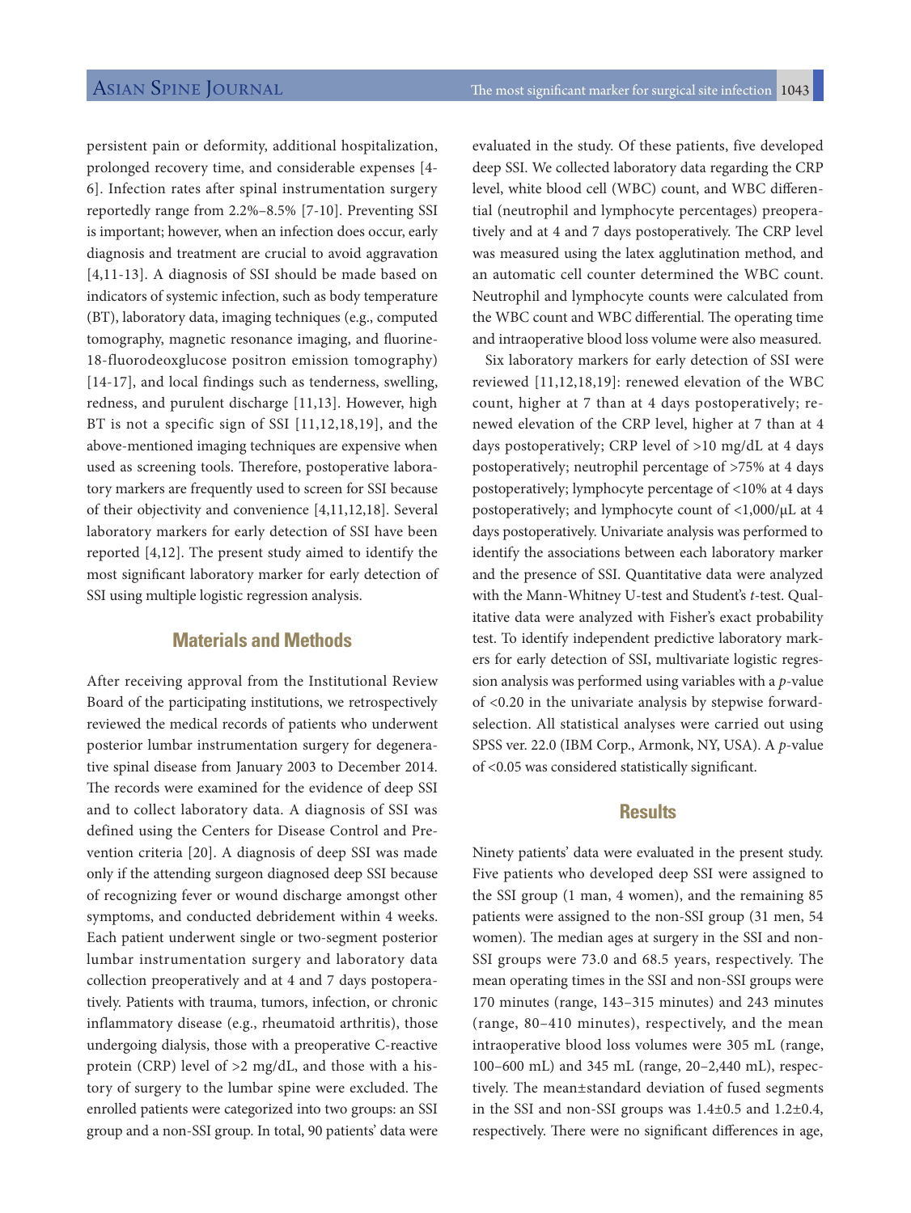persistent pain or deformity, additional hospitalization, prolonged recovery time, and considerable expenses [4-6]. Infection rates after spinal instrumentation surgery reportedly range from 2.2%–8.5% [7-10]. Preventing SSI is important; however, when an infection does occur, early diagnosis and treatment are crucial to avoid aggravation [4,11-13]. A diagnosis of SSI should be made based on indicators of systemic infection, such as body temperature (BT), laboratory data, imaging techniques (e.g., computed tomography, magnetic resonance imaging, and fluorine-18-fluorodeoxglucose positron emission tomography) [14-17], and local findings such as tenderness, swelling, redness, and purulent discharge [11,13]. However, high BT is not a specific sign of SSI [11,12,18,19], and the above-mentioned imaging techniques are expensive when used as screening tools. Therefore, postoperative laboratory markers are frequently used to screen for SSI because of their objectivity and convenience [4,11,12,18]. Several laboratory markers for early detection of SSI have been reported [4,12]. The present study aimed to identify the most significant laboratory marker for early detection of SSI using multiple logistic regression analysis.

## Materials and Methods

After receiving approval from the Institutional Review Board of the participating institutions, we retrospectively reviewed the medical records of patients who underwent posterior lumbar instrumentation surgery for degenerative spinal disease from January 2003 to December 2014. The records were examined for the evidence of deep SSI and to collect laboratory data. A diagnosis of SSI was defined using the Centers for Disease Control and Prevention criteria [20]. A diagnosis of deep SSI was made only if the attending surgeon diagnosed deep SSI because of recognizing fever or wound discharge amongst other symptoms, and conducted debridement within 4 weeks. Each patient underwent single or two-segment posterior lumbar instrumentation surgery and laboratory data collection preoperatively and at 4 and 7 days postoperatively. Patients with trauma, tumors, infection, or chronic inflammatory disease (e.g., rheumatoid arthritis), those undergoing dialysis, those with a preoperative C-reactive protein (CRP) level of >2 mg/dL, and those with a history of surgery to the lumbar spine were excluded. The enrolled patients were categorized into two groups: an SSI group and a non-SSI group. In total, 90 patients' data were evaluated in the study. Of these patients, five developed deep SSI. We collected laboratory data regarding the CRP level, white blood cell (WBC) count, and WBC differential (neutrophil and lymphocyte percentages) preoperatively and at 4 and 7 days postoperatively. The CRP level was measured using the latex agglutination method, and an automatic cell counter determined the WBC count. Neutrophil and lymphocyte counts were calculated from the WBC count and WBC differential. The operating time and intraoperative blood loss volume were also measured.

Six laboratory markers for early detection of SSI were reviewed [11,12,18,19]: renewed elevation of the WBC count, higher at 7 than at 4 days postoperatively; renewed elevation of the CRP level, higher at 7 than at 4 days postoperatively; CRP level of >10 mg/dL at 4 days postoperatively; neutrophil percentage of >75% at 4 days postoperatively; lymphocyte percentage of <10% at 4 days postoperatively; and lymphocyte count of <1,000/μL at 4 days postoperatively. Univariate analysis was performed to identify the associations between each laboratory marker and the presence of SSI. Quantitative data were analyzed with the Mann-Whitney U-test and Student's *t*-test. Qualitative data were analyzed with Fisher's exact probability test. To identify independent predictive laboratory markers for early detection of SSI, multivariate logistic regression analysis was performed using variables with a *p*-value of <0.20 in the univariate analysis by stepwise forward-selection. All statistical analyses were carried out using SPSS ver. 22.0 (IBM Corp., Armonk, NY, USA). A *p*-value of <0.05 was considered statistically significant.

## Results

Ninety patients' data were evaluated in the present study. Five patients who developed deep SSI were assigned to the SSI group (1 man, 4 women), and the remaining 85 patients were assigned to the non-SSI group (31 men, 54 women). The median ages at surgery in the SSI and non-SSI groups were 73.0 and 68.5 years, respectively. The mean operating times in the SSI and non-SSI groups were 170 minutes (range, 143–315 minutes) and 243 minutes (range, 80–410 minutes), respectively, and the mean intraoperative blood loss volumes were 305 mL (range, 100–600 mL) and 345 mL (range, 20–2,440 mL), respectively. The mean±standard deviation of fused segments in the SSI and non-SSI groups was 1.4±0.5 and 1.2±0.4, respectively. There were no significant differences in age,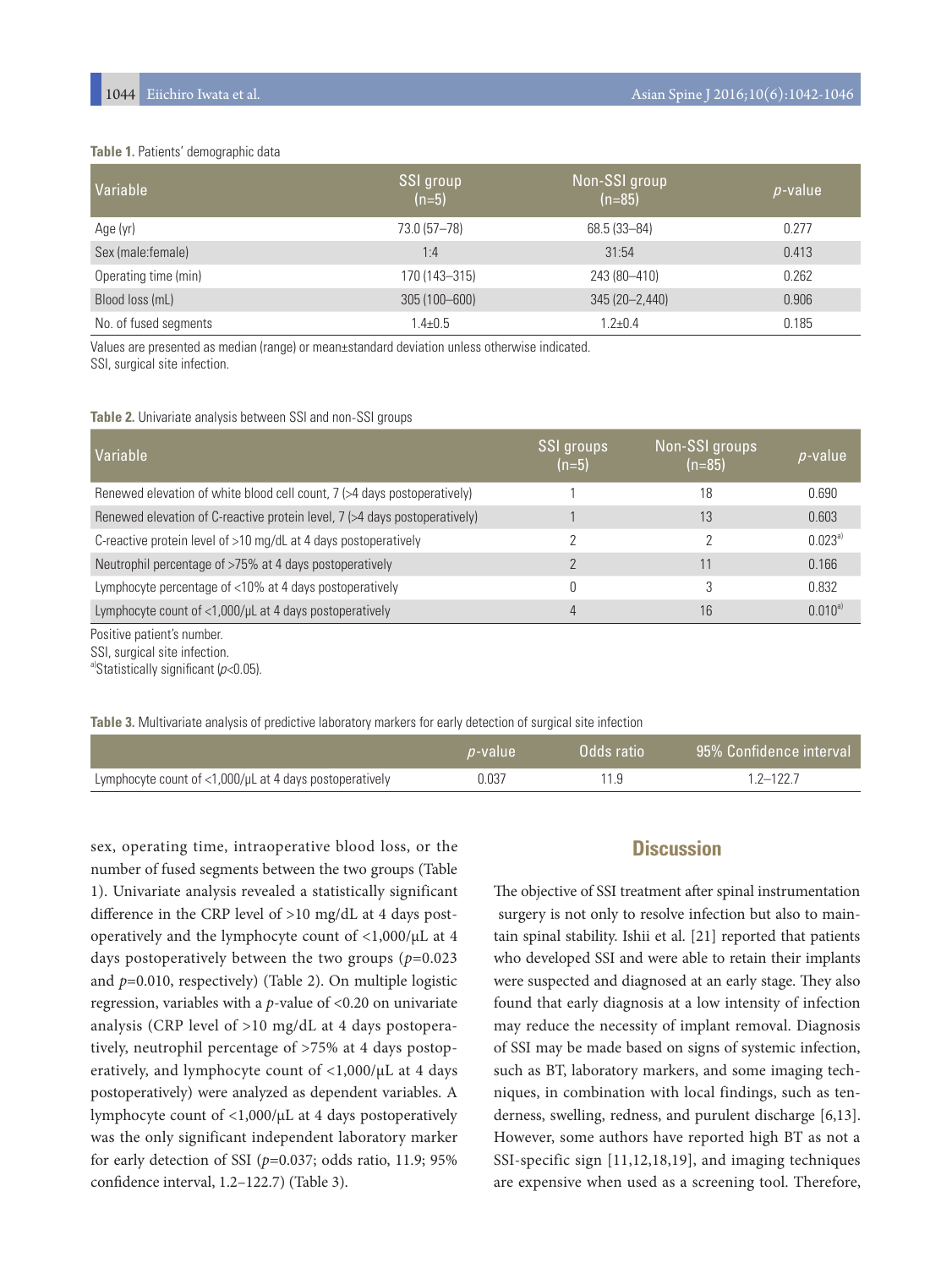**Table 1.** Patients' demographic data

| Variable | SSI group (n=5) | Non-SSI group (n=85) | *p*-value |
|---|---|---|---|
| Age (yr) | 73.0 (57–78) | 68.5 (33–84) | 0.277 |
| Sex (male:female) | 1:4 | 31:54 | 0.413 |
| Operating time (min) | 170 (143–315) | 243 (80–410) | 0.262 |
| Blood loss (mL) | 305 (100–600) | 345 (20–2,440) | 0.906 |
| No. of fused segments | 1.4±0.5 | 1.2±0.4 | 0.185 |

Values are presented as median (range) or mean±standard deviation unless otherwise indicated.
SSI, surgical site infection.

**Table 2.** Univariate analysis between SSI and non-SSI groups

| Variable | SSI groups (n=5) | Non-SSI groups (n=85) | *p*-value |
|---|---|---|---|
| Renewed elevation of white blood cell count, 7 (>4 days postoperatively) | 1 | 18 | 0.690 |
| Renewed elevation of C-reactive protein level, 7 (>4 days postoperatively) | 1 | 13 | 0.603 |
| C-reactive protein level of >10 mg/dL at 4 days postoperatively | 2 | 2 | 0.023[a] |
| Neutrophil percentage of >75% at 4 days postoperatively | 2 | 11 | 0.166 |
| Lymphocyte percentage of <10% at 4 days postoperatively | 0 | 3 | 0.832 |
| Lymphocyte count of <1,000/μL at 4 days postoperatively | 4 | 16 | 0.010[a] |

Positive patient's number.
SSI, surgical site infection.
[a]Statistically significant ($p$<0.05).

**Table 3.** Multivariate analysis of predictive laboratory markers for early detection of surgical site infection

| | *p*-value | Odds ratio | 95% Confidence interval |
|---|---|---|---|
| Lymphocyte count of <1,000/μL at 4 days postoperatively | 0.037 | 11.9 | 1.2–122.7 |

sex, operating time, intraoperative blood loss, or the number of fused segments between the two groups (Table 1). Univariate analysis revealed a statistically significant difference in the CRP level of >10 mg/dL at 4 days postoperatively and the lymphocyte count of <1,000/μL at 4 days postoperatively between the two groups ($p$=0.023 and $p$=0.010, respectively) (Table 2). On multiple logistic regression, variables with a $p$-value of <0.20 on univariate analysis (CRP level of >10 mg/dL at 4 days postoperatively, neutrophil percentage of >75% at 4 days postoperatively, and lymphocyte count of <1,000/μL at 4 days postoperatively) were analyzed as dependent variables. A lymphocyte count of <1,000/μL at 4 days postoperatively was the only significant independent laboratory marker for early detection of SSI ($p$=0.037; odds ratio, 11.9; 95% confidence interval, 1.2–122.7) (Table 3).

## Discussion

The objective of SSI treatment after spinal instrumentation surgery is not only to resolve infection but also to maintain spinal stability. Ishii et al. [21] reported that patients who developed SSI and were able to retain their implants were suspected and diagnosed at an early stage. They also found that early diagnosis at a low intensity of infection may reduce the necessity of implant removal. Diagnosis of SSI may be made based on signs of systemic infection, such as BT, laboratory markers, and some imaging techniques, in combination with local findings, such as tenderness, swelling, redness, and purulent discharge [6,13]. However, some authors have reported high BT as not a SSI-specific sign [11,12,18,19], and imaging techniques are expensive when used as a screening tool. Therefore,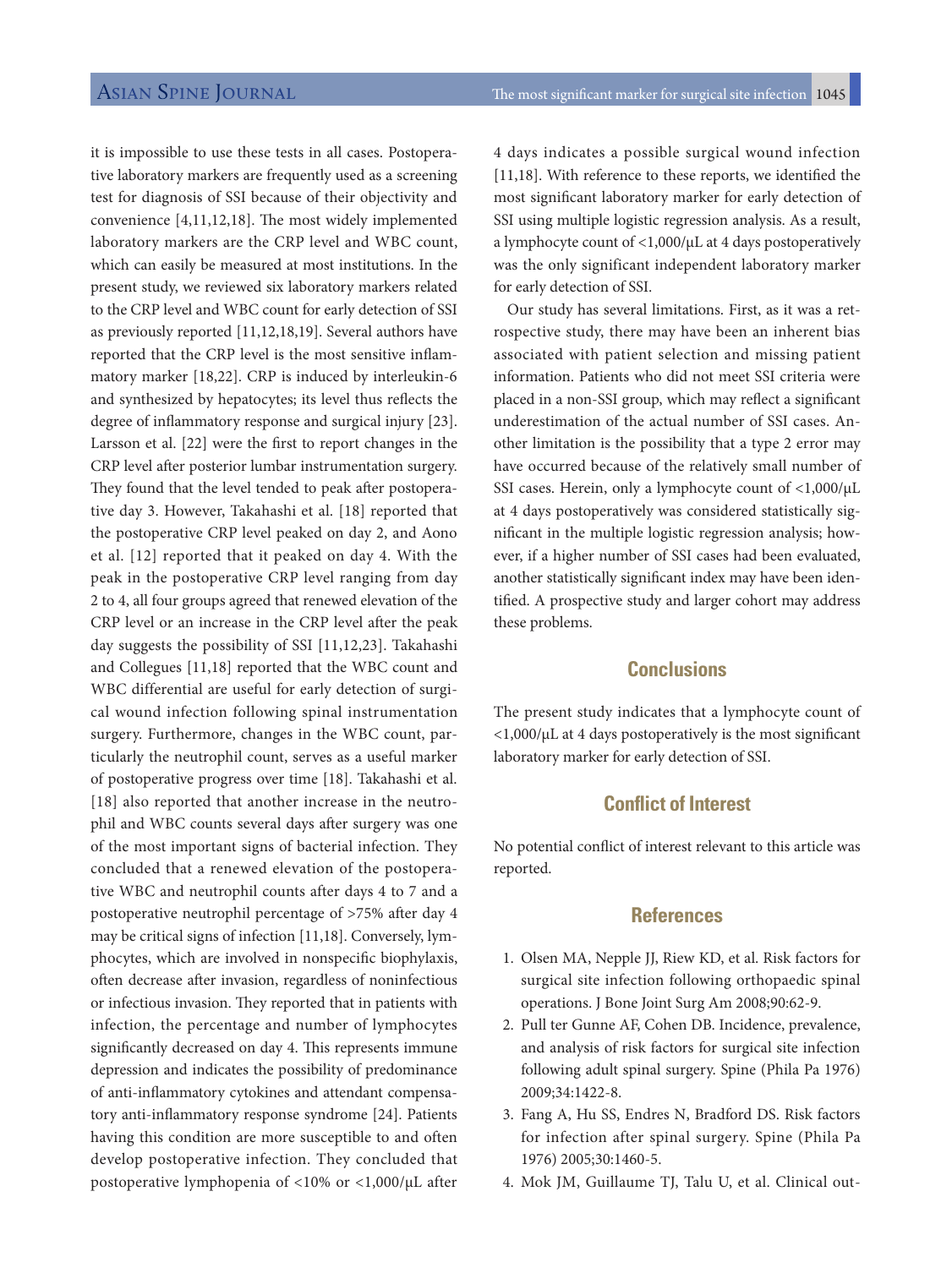it is impossible to use these tests in all cases. Postoperative laboratory markers are frequently used as a screening test for diagnosis of SSI because of their objectivity and convenience [4,11,12,18]. The most widely implemented laboratory markers are the CRP level and WBC count, which can easily be measured at most institutions. In the present study, we reviewed six laboratory markers related to the CRP level and WBC count for early detection of SSI as previously reported [11,12,18,19]. Several authors have reported that the CRP level is the most sensitive inflammatory marker [18,22]. CRP is induced by interleukin-6 and synthesized by hepatocytes; its level thus reflects the degree of inflammatory response and surgical injury [23]. Larsson et al. [22] were the first to report changes in the CRP level after posterior lumbar instrumentation surgery. They found that the level tended to peak after postoperative day 3. However, Takahashi et al. [18] reported that the postoperative CRP level peaked on day 2, and Aono et al. [12] reported that it peaked on day 4. With the peak in the postoperative CRP level ranging from day 2 to 4, all four groups agreed that renewed elevation of the CRP level or an increase in the CRP level after the peak day suggests the possibility of SSI [11,12,23]. Takahashi and Collegues [11,18] reported that the WBC count and WBC differential are useful for early detection of surgical wound infection following spinal instrumentation surgery. Furthermore, changes in the WBC count, particularly the neutrophil count, serves as a useful marker of postoperative progress over time [18]. Takahashi et al. [18] also reported that another increase in the neutrophil and WBC counts several days after surgery was one of the most important signs of bacterial infection. They concluded that a renewed elevation of the postoperative WBC and neutrophil counts after days 4 to 7 and a postoperative neutrophil percentage of >75% after day 4 may be critical signs of infection [11,18]. Conversely, lymphocytes, which are involved in nonspecific biophylaxis, often decrease after invasion, regardless of noninfectious or infectious invasion. They reported that in patients with infection, the percentage and number of lymphocytes significantly decreased on day 4. This represents immune depression and indicates the possibility of predominance of anti-inflammatory cytokines and attendant compensatory anti-inflammatory response syndrome [24]. Patients having this condition are more susceptible to and often develop postoperative infection. They concluded that postoperative lymphopenia of <10% or <1,000/μL after 4 days indicates a possible surgical wound infection [11,18]. With reference to these reports, we identified the most significant laboratory marker for early detection of SSI using multiple logistic regression analysis. As a result, a lymphocyte count of <1,000/μL at 4 days postoperatively was the only significant independent laboratory marker for early detection of SSI.

Our study has several limitations. First, as it was a retrospective study, there may have been an inherent bias associated with patient selection and missing patient information. Patients who did not meet SSI criteria were placed in a non-SSI group, which may reflect a significant underestimation of the actual number of SSI cases. Another limitation is the possibility that a type 2 error may have occurred because of the relatively small number of SSI cases. Herein, only a lymphocyte count of <1,000/μL at 4 days postoperatively was considered statistically significant in the multiple logistic regression analysis; however, if a higher number of SSI cases had been evaluated, another statistically significant index may have been identified. A prospective study and larger cohort may address these problems.

## Conclusions

The present study indicates that a lymphocyte count of <1,000/μL at 4 days postoperatively is the most significant laboratory marker for early detection of SSI.

## Conflict of Interest

No potential conflict of interest relevant to this article was reported.

## References

1. Olsen MA, Nepple JJ, Riew KD, et al. Risk factors for surgical site infection following orthopaedic spinal operations. J Bone Joint Surg Am 2008;90:62-9.
2. Pull ter Gunne AF, Cohen DB. Incidence, prevalence, and analysis of risk factors for surgical site infection following adult spinal surgery. Spine (Phila Pa 1976) 2009;34:1422-8.
3. Fang A, Hu SS, Endres N, Bradford DS. Risk factors for infection after spinal surgery. Spine (Phila Pa 1976) 2005;30:1460-5.
4. Mok JM, Guillaume TJ, Talu U, et al. Clinical out-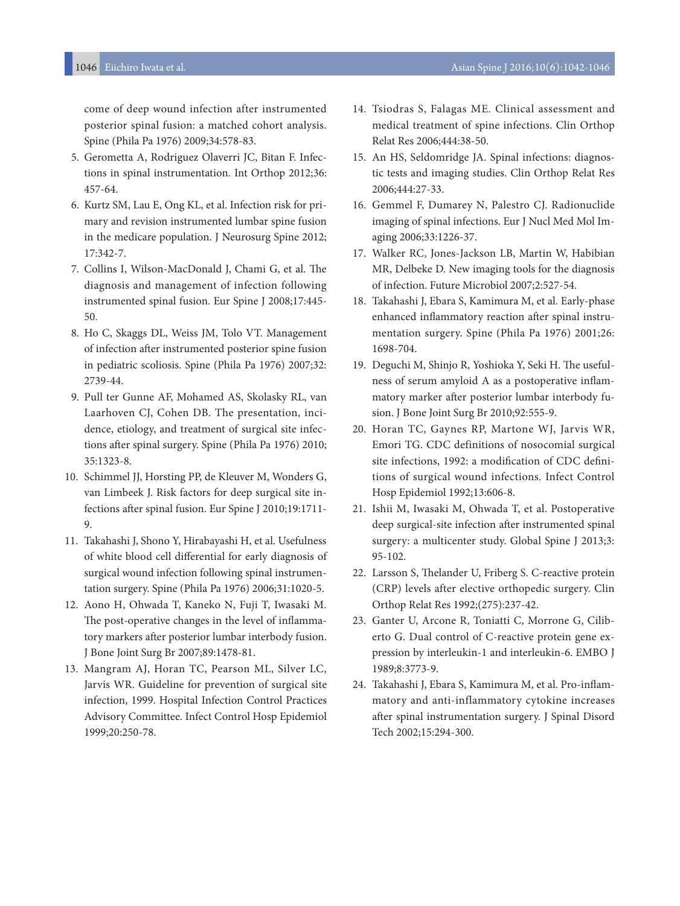come of deep wound infection after instrumented posterior spinal fusion: a matched cohort analysis. Spine (Phila Pa 1976) 2009;34:578-83.

5. Gerometta A, Rodriguez Olaverri JC, Bitan F. Infections in spinal instrumentation. Int Orthop 2012;36: 457-64.
6. Kurtz SM, Lau E, Ong KL, et al. Infection risk for primary and revision instrumented lumbar spine fusion in the medicare population. J Neurosurg Spine 2012; 17:342-7.
7. Collins I, Wilson-MacDonald J, Chami G, et al. The diagnosis and management of infection following instrumented spinal fusion. Eur Spine J 2008;17:445-50.
8. Ho C, Skaggs DL, Weiss JM, Tolo VT. Management of infection after instrumented posterior spine fusion in pediatric scoliosis. Spine (Phila Pa 1976) 2007;32: 2739-44.
9. Pull ter Gunne AF, Mohamed AS, Skolasky RL, van Laarhoven CJ, Cohen DB. The presentation, incidence, etiology, and treatment of surgical site infections after spinal surgery. Spine (Phila Pa 1976) 2010; 35:1323-8.
10. Schimmel JJ, Horsting PP, de Kleuver M, Wonders G, van Limbeek J. Risk factors for deep surgical site infections after spinal fusion. Eur Spine J 2010;19:1711-9.
11. Takahashi J, Shono Y, Hirabayashi H, et al. Usefulness of white blood cell differential for early diagnosis of surgical wound infection following spinal instrumentation surgery. Spine (Phila Pa 1976) 2006;31:1020-5.
12. Aono H, Ohwada T, Kaneko N, Fuji T, Iwasaki M. The post-operative changes in the level of inflammatory markers after posterior lumbar interbody fusion. J Bone Joint Surg Br 2007;89:1478-81.
13. Mangram AJ, Horan TC, Pearson ML, Silver LC, Jarvis WR. Guideline for prevention of surgical site infection, 1999. Hospital Infection Control Practices Advisory Committee. Infect Control Hosp Epidemiol 1999;20:250-78.
14. Tsiodras S, Falagas ME. Clinical assessment and medical treatment of spine infections. Clin Orthop Relat Res 2006;444:38-50.
15. An HS, Seldomridge JA. Spinal infections: diagnostic tests and imaging studies. Clin Orthop Relat Res 2006;444:27-33.
16. Gemmel F, Dumarey N, Palestro CJ. Radionuclide imaging of spinal infections. Eur J Nucl Med Mol Imaging 2006;33:1226-37.
17. Walker RC, Jones-Jackson LB, Martin W, Habibian MR, Delbeke D. New imaging tools for the diagnosis of infection. Future Microbiol 2007;2:527-54.
18. Takahashi J, Ebara S, Kamimura M, et al. Early-phase enhanced inflammatory reaction after spinal instrumentation surgery. Spine (Phila Pa 1976) 2001;26: 1698-704.
19. Deguchi M, Shinjo R, Yoshioka Y, Seki H. The usefulness of serum amyloid A as a postoperative inflammatory marker after posterior lumbar interbody fusion. J Bone Joint Surg Br 2010;92:555-9.
20. Horan TC, Gaynes RP, Martone WJ, Jarvis WR, Emori TG. CDC definitions of nosocomial surgical site infections, 1992: a modification of CDC definitions of surgical wound infections. Infect Control Hosp Epidemiol 1992;13:606-8.
21. Ishii M, Iwasaki M, Ohwada T, et al. Postoperative deep surgical-site infection after instrumented spinal surgery: a multicenter study. Global Spine J 2013;3: 95-102.
22. Larsson S, Thelander U, Friberg S. C-reactive protein (CRP) levels after elective orthopedic surgery. Clin Orthop Relat Res 1992;(275):237-42.
23. Ganter U, Arcone R, Toniatti C, Morrone G, Ciliberto G. Dual control of C-reactive protein gene expression by interleukin-1 and interleukin-6. EMBO J 1989;8:3773-9.
24. Takahashi J, Ebara S, Kamimura M, et al. Pro-inflammatory and anti-inflammatory cytokine increases after spinal instrumentation surgery. J Spinal Disord Tech 2002;15:294-300.